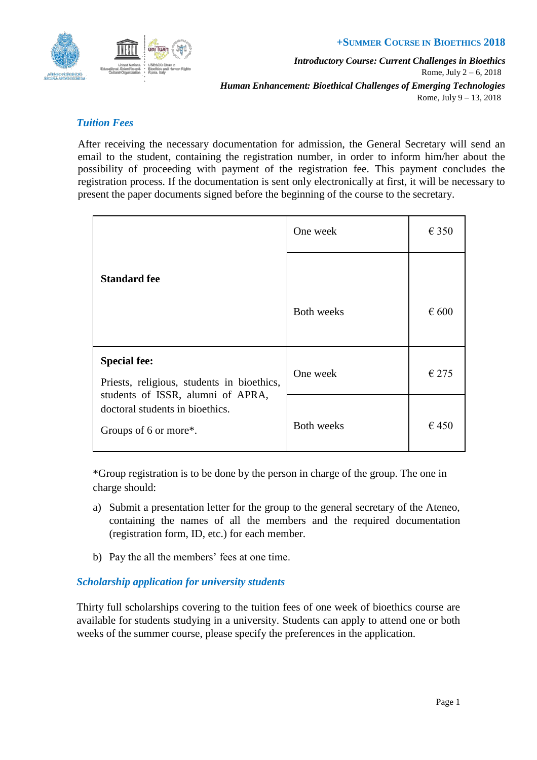+SUMMER COURSE IN BIOETHICS 2018

*Introductory Course: Current Challenges in Bioethics*
Rome, July 2 – 6, 2018

*Human Enhancement: Bioethical Challenges of Emerging Technologies*
Rome, July 9 – 13, 2018

## *Tuition Fees*

After receiving the necessary documentation for admission, the General Secretary will send an email to the student, containing the registration number, in order to inform him/her about the possibility of proceeding with payment of the registration fee. This payment concludes the registration process. If the documentation is sent only electronically at first, it will be necessary to present the paper documents signed before the beginning of the course to the secretary.

| | | |
|---|---|---|
| **Standard fee** | One week | € 350 |
| | Both weeks | € 600 |
| **Special fee:** Priests, religious, students in bioethics, students of ISSR, alumni of APRA, doctoral students in bioethics. Groups of 6 or more*. | One week | € 275 |
| | Both weeks | € 450 |

*Group registration is to be done by the person in charge of the group. The one in charge should:

a) Submit a presentation letter for the group to the general secretary of the Ateneo, containing the names of all the members and the required documentation (registration form, ID, etc.) for each member.

b) Pay the all the members' fees at one time.

## *Scholarship application for university students*

Thirty full scholarships covering to the tuition fees of one week of bioethics course are available for students studying in a university. Students can apply to attend one or both weeks of the summer course, please specify the preferences in the application.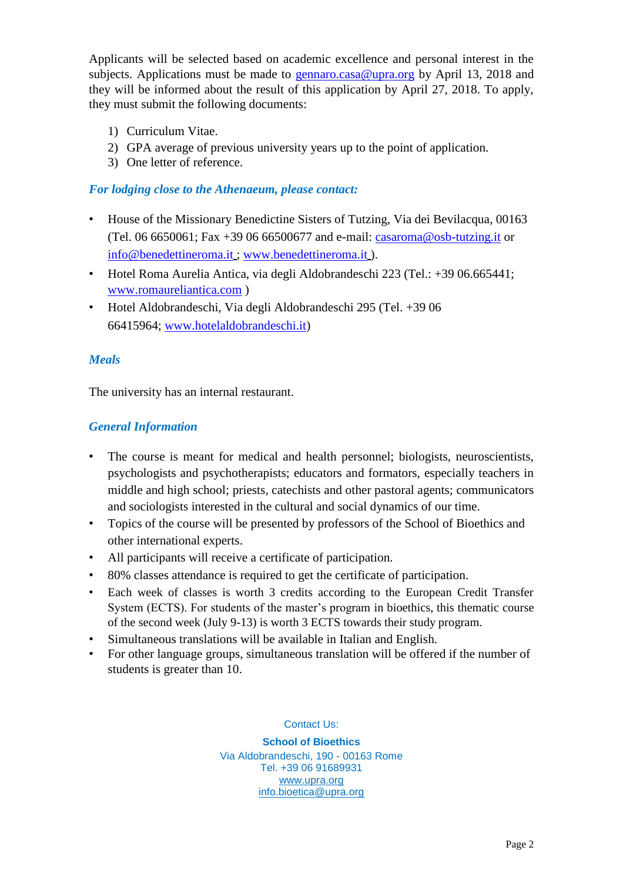Applicants will be selected based on academic excellence and personal interest in the subjects. Applications must be made to gennaro.casa@upra.org by April 13, 2018 and they will be informed about the result of this application by April 27, 2018. To apply, they must submit the following documents:

1) Curriculum Vitae.
2) GPA average of previous university years up to the point of application.
3) One letter of reference.

### *For lodging close to the Athenaeum, please contact:*

- House of the Missionary Benedictine Sisters of Tutzing, Via dei Bevilacqua, 00163 (Tel. 06 6650061; Fax +39 06 66500677 and e-mail: casaroma@osb-tutzing.it or info@benedettineroma.it ; www.benedettineroma.it ).
- Hotel Roma Aurelia Antica, via degli Aldobrandeschi 223 (Tel.: +39 06.665441; www.romaureliantica.com )
- Hotel Aldobrandeschi, Via degli Aldobrandeschi 295 (Tel. +39 06 66415964; www.hotelaldobrandeschi.it)

### *Meals*

The university has an internal restaurant.

### *General Information*

- The course is meant for medical and health personnel; biologists, neuroscientists, psychologists and psychotherapists; educators and formators, especially teachers in middle and high school; priests, catechists and other pastoral agents; communicators and sociologists interested in the cultural and social dynamics of our time.
- Topics of the course will be presented by professors of the School of Bioethics and other international experts.
- All participants will receive a certificate of participation.
- 80% classes attendance is required to get the certificate of participation.
- Each week of classes is worth 3 credits according to the European Credit Transfer System (ECTS). For students of the master's program in bioethics, this thematic course of the second week (July 9-13) is worth 3 ECTS towards their study program.
- Simultaneous translations will be available in Italian and English.
- For other language groups, simultaneous translation will be offered if the number of students is greater than 10.

Contact Us:

**School of Bioethics**
Via Aldobrandeschi, 190 - 00163 Rome
Tel. +39 06 91689931
www.upra.org
info.bioetica@upra.org